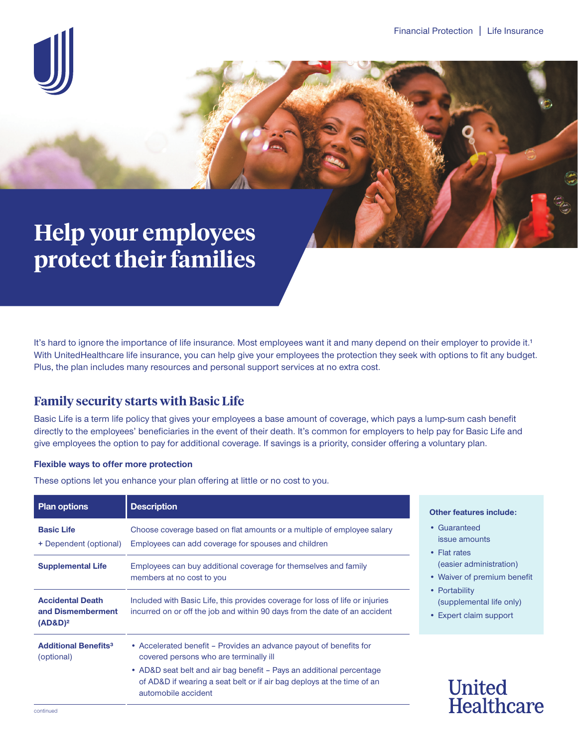# Help your employees protect their families

It's hard to ignore the importance of life insurance. Most employees want it and many depend on their employer to provide it.[1] With UnitedHealthcare life insurance, you can help give your employees the protection they seek with options to fit any budget. Plus, the plan includes many resources and personal support services at no extra cost.

## Family security starts with Basic Life

Basic Life is a term life policy that gives your employees a base amount of coverage, which pays a lump-sum cash benefit directly to the employees' beneficiaries in the event of their death. It's common for employers to help pay for Basic Life and give employees the option to pay for additional coverage. If savings is a priority, consider offering a voluntary plan.

**Flexible ways to offer more protection**

These options let you enhance your plan offering at little or no cost to you.

| Plan options | Description |
| --- | --- |
| **Basic Life** + Dependent (optional) | Choose coverage based on flat amounts or a multiple of employee salary. Employees can add coverage for spouses and children |
| **Supplemental Life** | Employees can buy additional coverage for themselves and family members at no cost to you |
| **Accidental Death and Dismemberment (AD&D)**[2] | Included with Basic Life, this provides coverage for loss of life or injuries incurred on or off the job and within 90 days from the date of an accident |
| **Additional Benefits**[3] (optional) | • Accelerated benefit – Provides an advance payout of benefits for covered persons who are terminally ill<br>• AD&D seat belt and air bag benefit – Pays an additional percentage of AD&D if wearing a seat belt or if air bag deploys at the time of an automobile accident |

**Other features include:**

- Guaranteed issue amounts
- Flat rates (easier administration)
- Waiver of premium benefit
- Portability (supplemental life only)
- Expert claim support

continued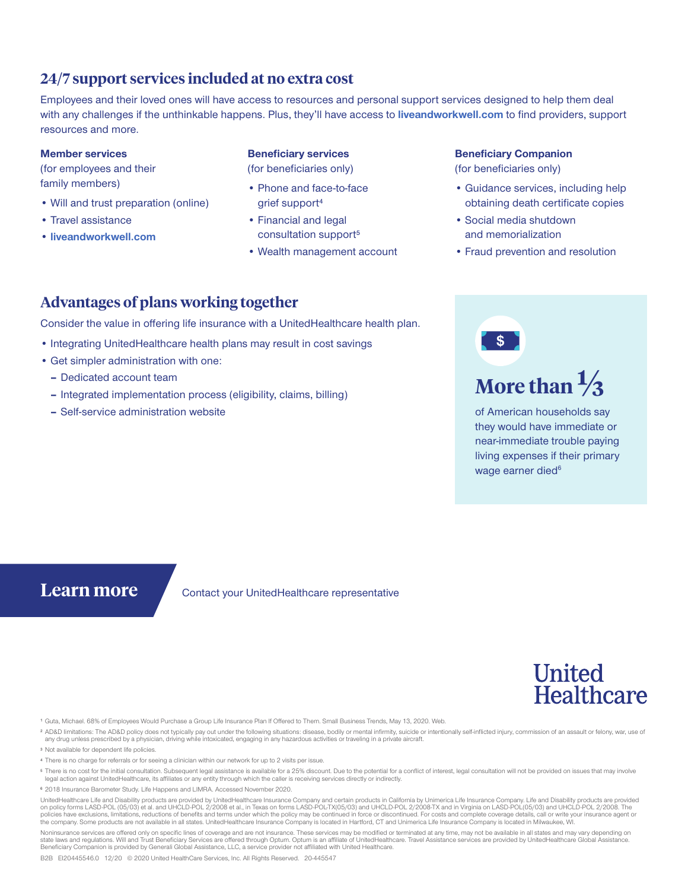## 24/7 support services included at no extra cost

Employees and their loved ones will have access to resources and personal support services designed to help them deal with any challenges if the unthinkable happens. Plus, they'll have access to **liveandworkwell.com** to find providers, support resources and more.

**Member services**
(for employees and their family members)

- Will and trust preparation (online)
- Travel assistance
- **liveandworkwell.com**

**Beneficiary services**
(for beneficiaries only)

- Phone and face-to-face grief support[4]
- Financial and legal consultation support[5]
- Wealth management account

**Beneficiary Companion**
(for beneficiaries only)

- Guidance services, including help obtaining death certificate copies
- Social media shutdown and memorialization
- Fraud prevention and resolution

## Advantages of plans working together

Consider the value in offering life insurance with a UnitedHealthcare health plan.

- Integrating UnitedHealthcare health plans may result in cost savings
- Get simpler administration with one:
  - Dedicated account team
  - Integrated implementation process (eligibility, claims, billing)
  - Self-service administration website

**More than 1/3**

of American households say they would have immediate or near-immediate trouble paying living expenses if their primary wage earner died[6]

## Learn more

Contact your UnitedHealthcare representative

United Healthcare

[1] Guta, Michael. 68% of Employees Would Purchase a Group Life Insurance Plan If Offered to Them. Small Business Trends, May 13, 2020. Web.

[2] AD&D limitations: The AD&D policy does not typically pay out under the following situations: disease, bodily or mental infirmity, suicide or intentionally self-inflicted injury, commission of an assault or felony, war, use of any drug unless prescribed by a physician, driving while intoxicated, engaging in any hazardous activities or traveling in a private aircraft.

[3] Not available for dependent life policies.

[4] There is no charge for referrals or for seeing a clinician within our network for up to 2 visits per issue.

[5] There is no cost for the initial consultation. Subsequent legal assistance is available for a 25% discount. Due to the potential for a conflict of interest, legal consultation will not be provided on issues that may involve legal action against UnitedHealthcare, its affiliates or any entity through which the caller is receiving services directly or indirectly.

[6] 2018 Insurance Barometer Study. Life Happens and LIMRA. Accessed November 2020.

UnitedHealthcare Life and Disability products are provided by UnitedHealthcare Insurance Company and certain products in California by Unimerica Life Insurance Company. Life and Disability products are provided on policy forms LASD-POL (05/03) et al. and UHCLD-POL 2/2008 et al., in Texas on forms LASD-POL-TX(05/03) and UHCLD-POL 2/2008-TX and in Virginia on LASD-POL(05/03) and UHCLD-POL 2/2008. The policies have exclusions, limitations, reductions of benefits and terms under which the policy may be continued in force or discontinued. For costs and complete coverage details, call or write your insurance agent or the company. Some products are not available in all states. UnitedHealthcare Insurance Company is located in Hartford, CT and Unimerica Life Insurance Company is located in Milwaukee, WI.

Noninsurance services are offered only on specific lines of coverage and are not insurance. These services may be modified or terminated at any time, may not be available in all states and may vary depending on state laws and regulations. Will and Trust Beneficiary Services are offered through Optum. Optum is an affiliate of UnitedHealthcare. Travel Assistance services are provided by UnitedHealthcare Global Assistance. Beneficiary Companion is provided by Generali Global Assistance, LLC, a service provider not affiliated with United Healthcare.

B2B EI20445546.0 12/20 © 2020 United HealthCare Services, Inc. All Rights Reserved. 20-445547